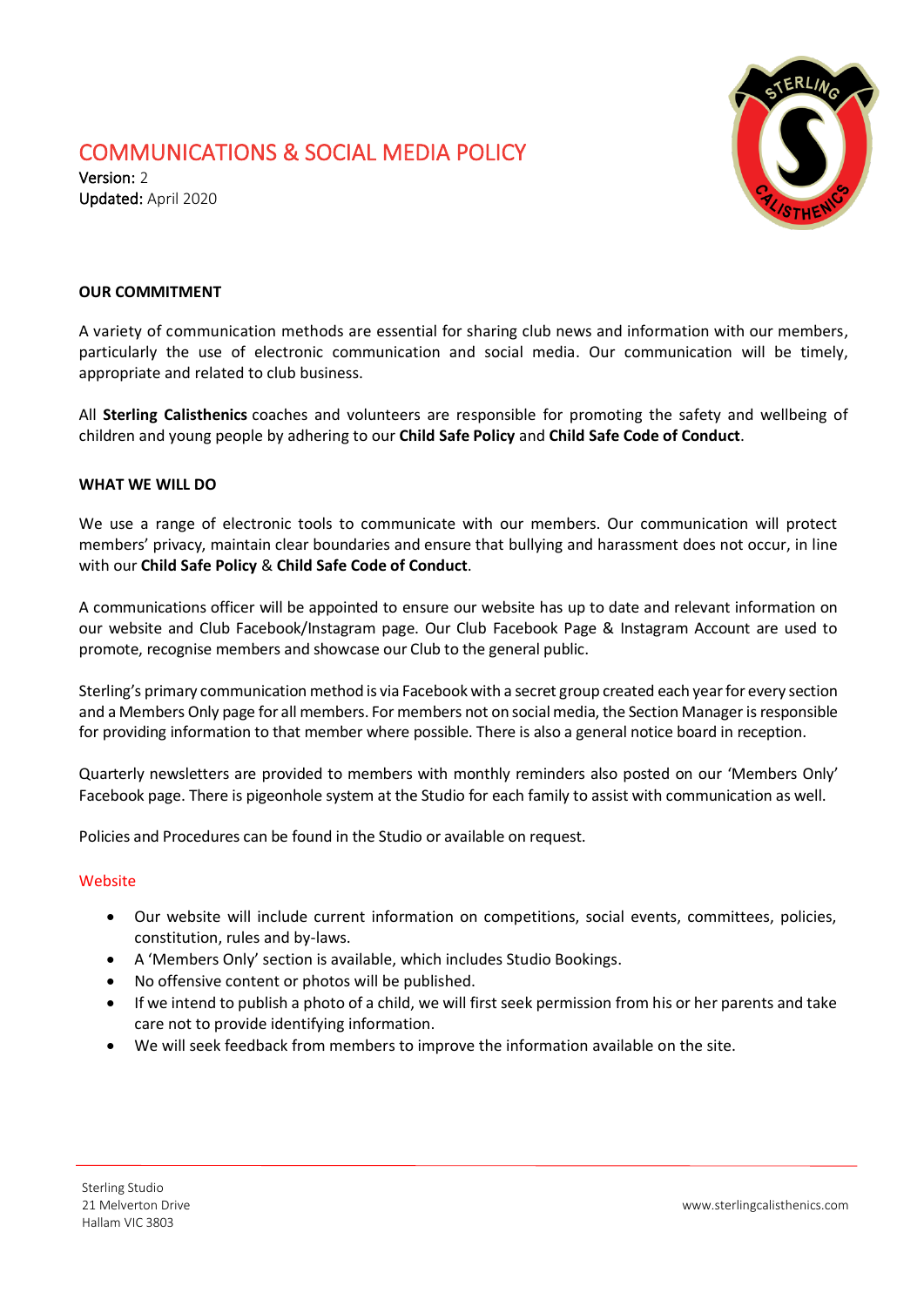# COMMUNICATIONS & SOCIAL MEDIA POLICY

**Version:** 2
**Updated:** April 2020

## OUR COMMITMENT

A variety of communication methods are essential for sharing club news and information with our members, particularly the use of electronic communication and social media. Our communication will be timely, appropriate and related to club business.

All **Sterling Calisthenics** coaches and volunteers are responsible for promoting the safety and wellbeing of children and young people by adhering to our **Child Safe Policy** and **Child Safe Code of Conduct**.

## WHAT WE WILL DO

We use a range of electronic tools to communicate with our members. Our communication will protect members' privacy, maintain clear boundaries and ensure that bullying and harassment does not occur, in line with our **Child Safe Policy** & **Child Safe Code of Conduct**.

A communications officer will be appointed to ensure our website has up to date and relevant information on our website and Club Facebook/Instagram page. Our Club Facebook Page & Instagram Account are used to promote, recognise members and showcase our Club to the general public.

Sterling's primary communication method is via Facebook with a secret group created each year for every section and a Members Only page for all members. For members not on social media, the Section Manager is responsible for providing information to that member where possible. There is also a general notice board in reception.

Quarterly newsletters are provided to members with monthly reminders also posted on our 'Members Only' Facebook page. There is pigeonhole system at the Studio for each family to assist with communication as well.

Policies and Procedures can be found in the Studio or available on request.

### Website

- Our website will include current information on competitions, social events, committees, policies, constitution, rules and by-laws.
- A 'Members Only' section is available, which includes Studio Bookings.
- No offensive content or photos will be published.
- If we intend to publish a photo of a child, we will first seek permission from his or her parents and take care not to provide identifying information.
- We will seek feedback from members to improve the information available on the site.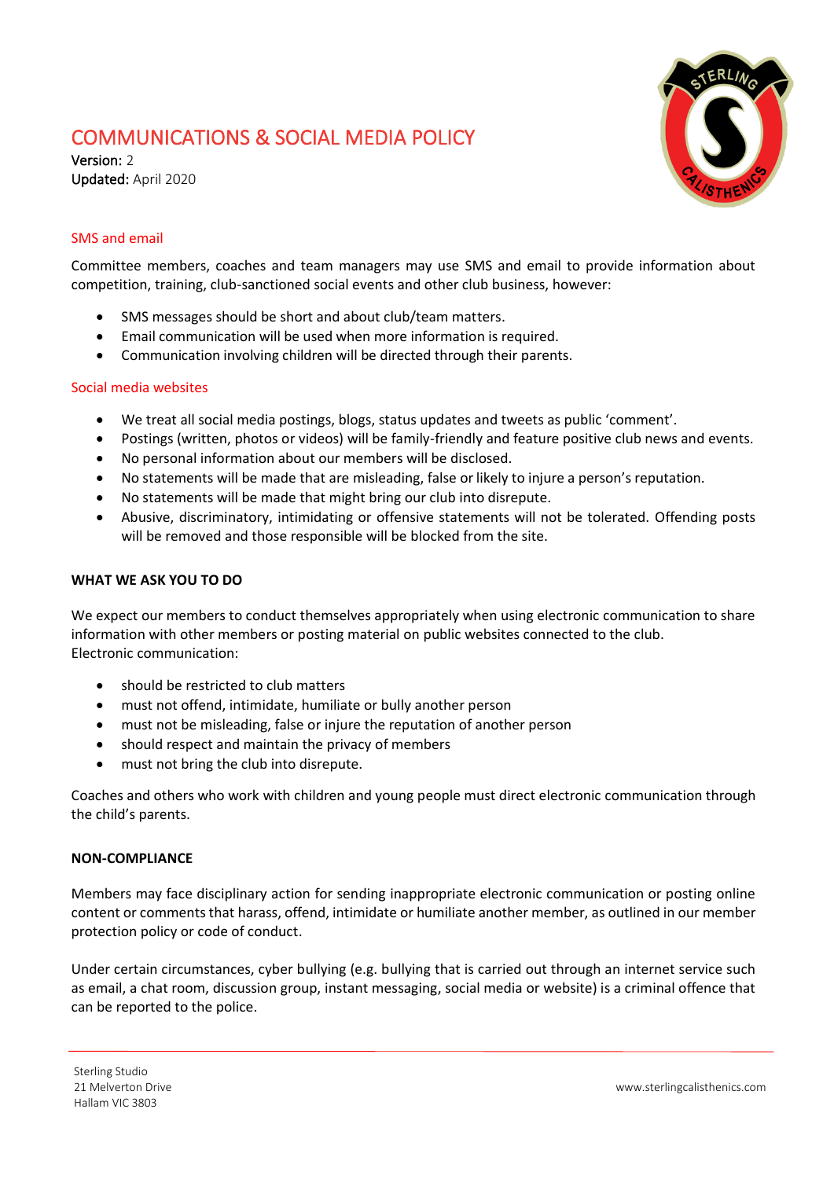# COMMUNICATIONS & SOCIAL MEDIA POLICY

**Version:** 2
**Updated:** April 2020

## SMS and email

Committee members, coaches and team managers may use SMS and email to provide information about competition, training, club-sanctioned social events and other club business, however:

- SMS messages should be short and about club/team matters.
- Email communication will be used when more information is required.
- Communication involving children will be directed through their parents.

## Social media websites

- We treat all social media postings, blogs, status updates and tweets as public 'comment'.
- Postings (written, photos or videos) will be family-friendly and feature positive club news and events.
- No personal information about our members will be disclosed.
- No statements will be made that are misleading, false or likely to injure a person's reputation.
- No statements will be made that might bring our club into disrepute.
- Abusive, discriminatory, intimidating or offensive statements will not be tolerated. Offending posts will be removed and those responsible will be blocked from the site.

**WHAT WE ASK YOU TO DO**

We expect our members to conduct themselves appropriately when using electronic communication to share information with other members or posting material on public websites connected to the club.
Electronic communication:

- should be restricted to club matters
- must not offend, intimidate, humiliate or bully another person
- must not be misleading, false or injure the reputation of another person
- should respect and maintain the privacy of members
- must not bring the club into disrepute.

Coaches and others who work with children and young people must direct electronic communication through the child's parents.

**NON-COMPLIANCE**

Members may face disciplinary action for sending inappropriate electronic communication or posting online content or comments that harass, offend, intimidate or humiliate another member, as outlined in our member protection policy or code of conduct.

Under certain circumstances, cyber bullying (e.g. bullying that is carried out through an internet service such as email, a chat room, discussion group, instant messaging, social media or website) is a criminal offence that can be reported to the police.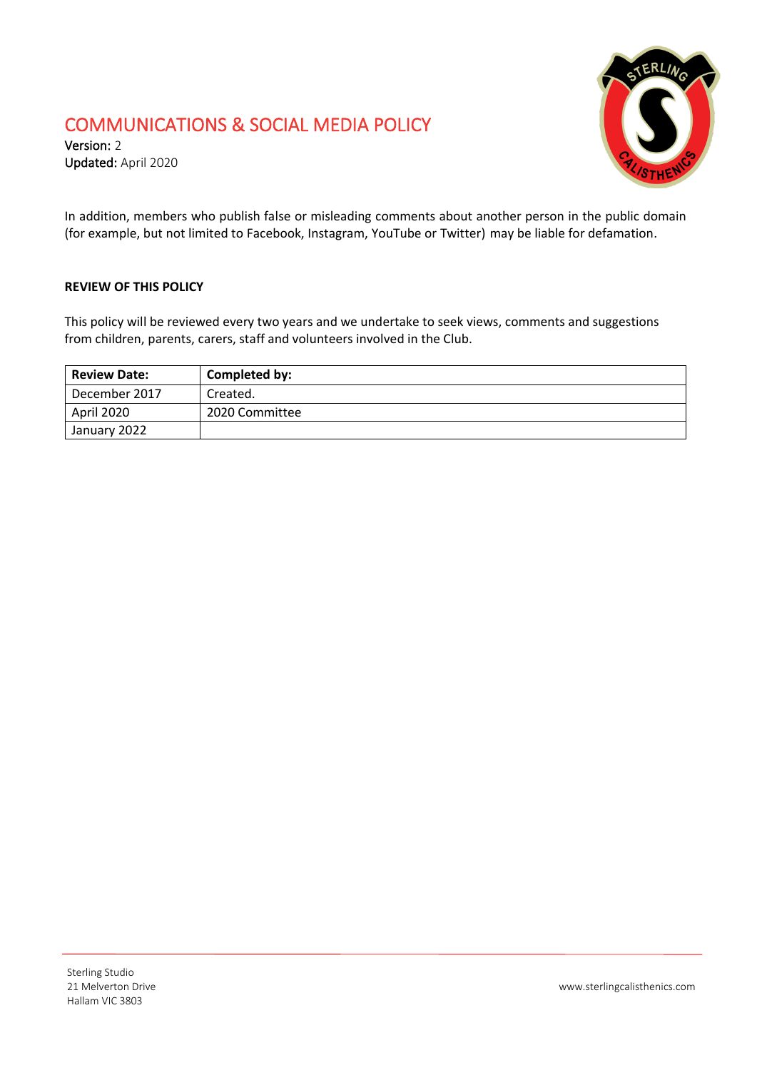In addition, members who publish false or misleading comments about another person in the public domain (for example, but not limited to Facebook, Instagram, YouTube or Twitter) may be liable for defamation.

**REVIEW OF THIS POLICY**

This policy will be reviewed every two years and we undertake to seek views, comments and suggestions from children, parents, carers, staff and volunteers involved in the Club.

| **Review Date:** | **Completed by:** |
|---|---|
| December 2017 | Created. |
| April 2020 | 2020 Committee |
| January 2022 | |